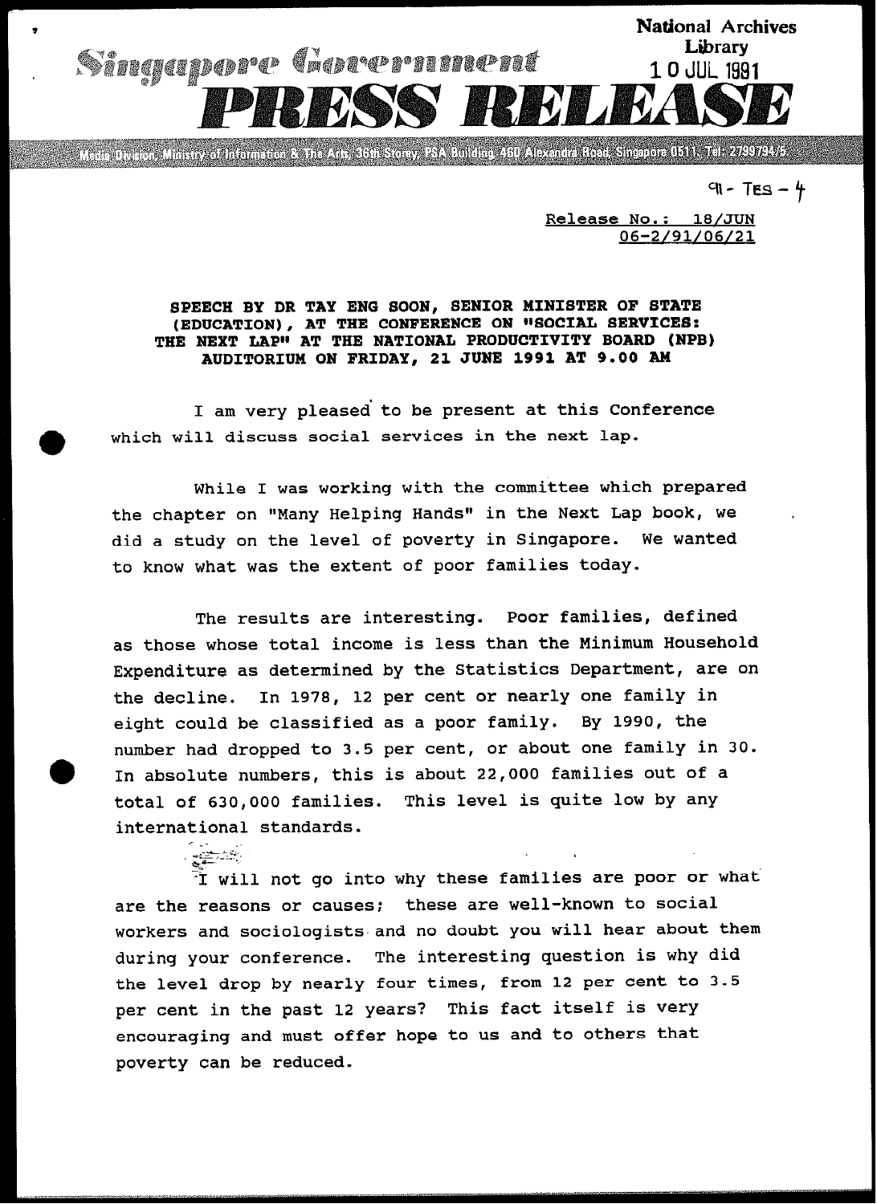**Singapore Government**

# PRESS RELEASE

Media Division, Ministry of Information & The Arts, 36th Storey, PSA Building, 460 Alexandra Road, Singapore 0511. Tel: 2799794/5.

National Archives Library
10 JUL 1991

91 - TES - 4

Release No.: 18/JUN
06-2/91/06/21

**SPEECH BY DR TAY ENG SOON, SENIOR MINISTER OF STATE (EDUCATION), AT THE CONFERENCE ON "SOCIAL SERVICES: THE NEXT LAP" AT THE NATIONAL PRODUCTIVITY BOARD (NPB) AUDITORIUM ON FRIDAY, 21 JUNE 1991 AT 9.00 AM**

I am very pleased to be present at this Conference which will discuss social services in the next lap.

While I was working with the committee which prepared the chapter on "Many Helping Hands" in the Next Lap book, we did a study on the level of poverty in Singapore. We wanted to know what was the extent of poor families today.

The results are interesting. Poor families, defined as those whose total income is less than the Minimum Household Expenditure as determined by the Statistics Department, are on the decline. In 1978, 12 per cent or nearly one family in eight could be classified as a poor family. By 1990, the number had dropped to 3.5 per cent, or about one family in 30. In absolute numbers, this is about 22,000 families out of a total of 630,000 families. This level is quite low by any international standards.

I will not go into why these families are poor or what are the reasons or causes; these are well-known to social workers and sociologists and no doubt you will hear about them during your conference. The interesting question is why did the level drop by nearly four times, from 12 per cent to 3.5 per cent in the past 12 years? This fact itself is very encouraging and must offer hope to us and to others that poverty can be reduced.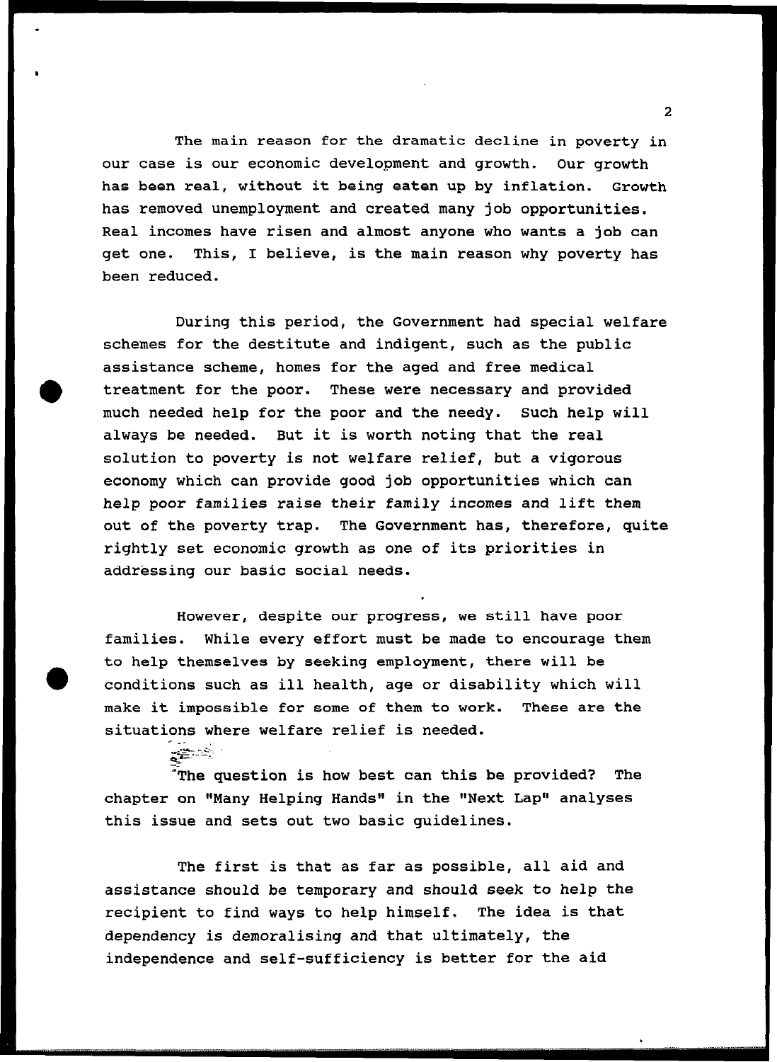The main reason for the dramatic decline in poverty in our case is our economic development and growth. Our growth has been real, without it being eaten up by inflation. Growth has removed unemployment and created many job opportunities. Real incomes have risen and almost anyone who wants a job can get one. This, I believe, is the main reason why poverty has been reduced.

During this period, the Government had special welfare schemes for the destitute and indigent, such as the public assistance scheme, homes for the aged and free medical treatment for the poor. These were necessary and provided much needed help for the poor and the needy. Such help will always be needed. But it is worth noting that the real solution to poverty is not welfare relief, but a vigorous economy which can provide good job opportunities which can help poor families raise their family incomes and lift them out of the poverty trap. The Government has, therefore, quite rightly set economic growth as one of its priorities in addressing our basic social needs.

However, despite our progress, we still have poor families. While every effort must be made to encourage them to help themselves by seeking employment, there will be conditions such as ill health, age or disability which will make it impossible for some of them to work. These are the situations where welfare relief is needed.

The question is how best can this be provided? The chapter on "Many Helping Hands" in the "Next Lap" analyses this issue and sets out two basic guidelines.

The first is that as far as possible, all aid and assistance should be temporary and should seek to help the recipient to find ways to help himself. The idea is that dependency is demoralising and that ultimately, the independence and self-sufficiency is better for the aid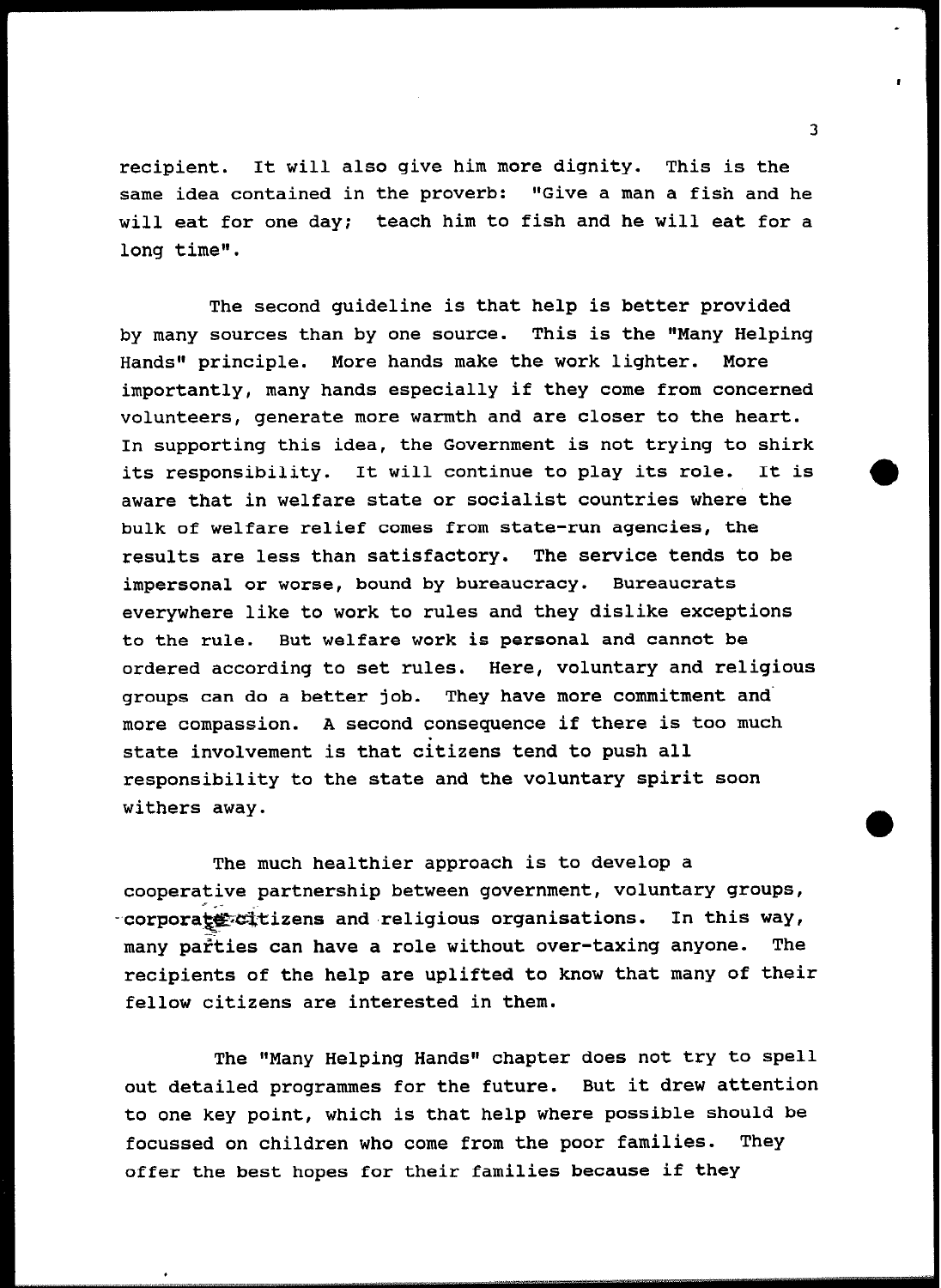recipient. It will also give him more dignity. This is the same idea contained in the proverb: "Give a man a fish and he will eat for one day; teach him to fish and he will eat for a long time".

The second guideline is that help is better provided by many sources than by one source. This is the "Many Helping Hands" principle. More hands make the work lighter. More importantly, many hands especially if they come from concerned volunteers, generate more warmth and are closer to the heart. In supporting this idea, the Government is not trying to shirk its responsibility. It will continue to play its role. It is aware that in welfare state or socialist countries where the bulk of welfare relief comes from state-run agencies, the results are less than satisfactory. The service tends to be impersonal or worse, bound by bureaucracy. Bureaucrats everywhere like to work to rules and they dislike exceptions to the rule. But welfare work is personal and cannot be ordered according to set rules. Here, voluntary and religious groups can do a better job. They have more commitment and more compassion. A second consequence if there is too much state involvement is that citizens tend to push all responsibility to the state and the voluntary spirit soon withers away.

The much healthier approach is to develop a cooperative partnership between government, voluntary groups, corporate citizens and religious organisations. In this way, many parties can have a role without over-taxing anyone. The recipients of the help are uplifted to know that many of their fellow citizens are interested in them.

The "Many Helping Hands" chapter does not try to spell out detailed programmes for the future. But it drew attention to one key point, which is that help where possible should be focussed on children who come from the poor families. They offer the best hopes for their families because if they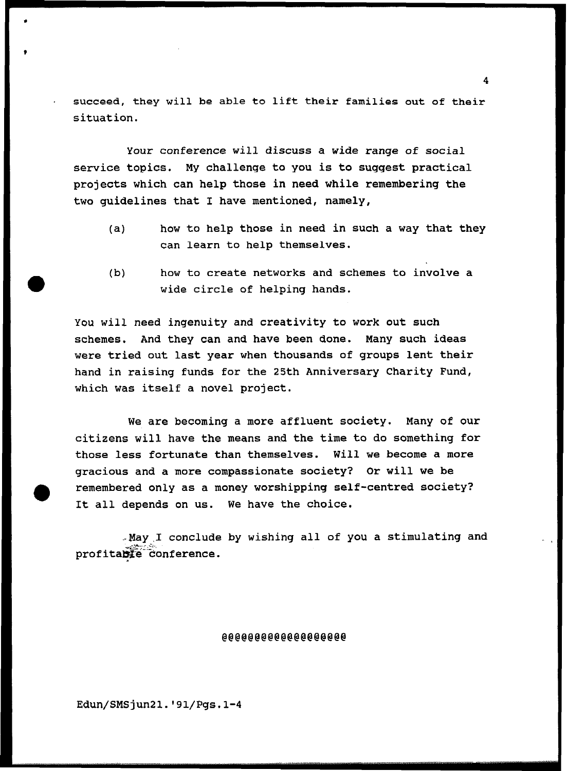succeed, they will be able to lift their families out of their situation.

Your conference will discuss a wide range of social service topics. My challenge to you is to suggest practical projects which can help those in need while remembering the two guidelines that I have mentioned, namely,

(a) how to help those in need in such a way that they can learn to help themselves.

(b) how to create networks and schemes to involve a wide circle of helping hands.

You will need ingenuity and creativity to work out such schemes. And they can and have been done. Many such ideas were tried out last year when thousands of groups lent their hand in raising funds for the 25th Anniversary Charity Fund, which was itself a novel project.

We are becoming a more affluent society. Many of our citizens will have the means and the time to do something for those less fortunate than themselves. Will we become a more gracious and a more compassionate society? Or will we be remembered only as a money worshipping self-centred society? It all depends on us. We have the choice.

May I conclude by wishing all of you a stimulating and profitable conference.

@@@@@@@@@@@@@@@@@@@@

Edun/SMSjun21.'91/Pgs.1-4